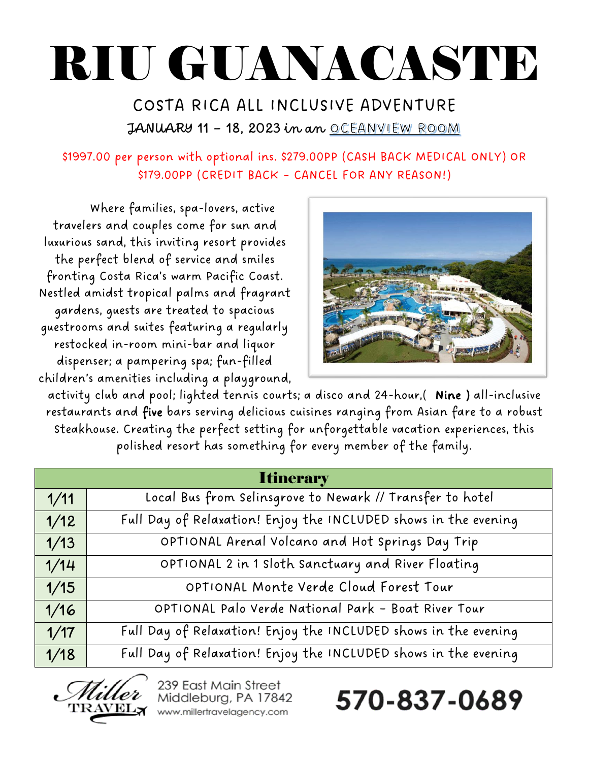# RIU GUANACASTE

## COSTA RICA ALL INCLUSIVE ADVENTURE

JANUARY 11 – 18, 2023 *in an* OCEANVIEW ROOM

$1997.00 per person with optional ins. $279.00PP (CASH BACK MEDICAL ONLY) OR $179.00PP (CREDIT BACK – CANCEL FOR ANY REASON!)

Where families, spa-lovers, active travelers and couples come for sun and luxurious sand, this inviting resort provides the perfect blend of service and smiles fronting Costa Rica's warm Pacific Coast. Nestled amidst tropical palms and fragrant gardens, guests are treated to spacious guestrooms and suites featuring a regularly restocked in-room mini-bar and liquor dispenser; a pampering spa; fun-filled children's amenities including a playground, activity club and pool; lighted tennis courts; a disco and 24-hour,( **Nine** ) all-inclusive restaurants and **five** bars serving delicious cuisines ranging from Asian fare to a robust Steakhouse. Creating the perfect setting for unforgettable vacation experiences, this polished resort has something for every member of the family.

| Itinerary | |
|---|---|
| 1/11 | Local Bus from Selinsgrove to Newark // Transfer to hotel |
| 1/12 | Full Day of Relaxation! Enjoy the INCLUDED shows in the evening |
| 1/13 | OPTIONAL Arenal Volcano and Hot Springs Day Trip |
| 1/14 | OPTIONAL 2 in 1 Sloth Sanctuary and River Floating |
| 1/15 | OPTIONAL Monte Verde Cloud Forest Tour |
| 1/16 | OPTIONAL Palo Verde National Park – Boat River Tour |
| 1/17 | Full Day of Relaxation! Enjoy the INCLUDED shows in the evening |
| 1/18 | Full Day of Relaxation! Enjoy the INCLUDED shows in the evening |

Miller TRAVEL

239 East Main Street
Middleburg, PA 17842
www.millertravelagency.com

**570-837-0689**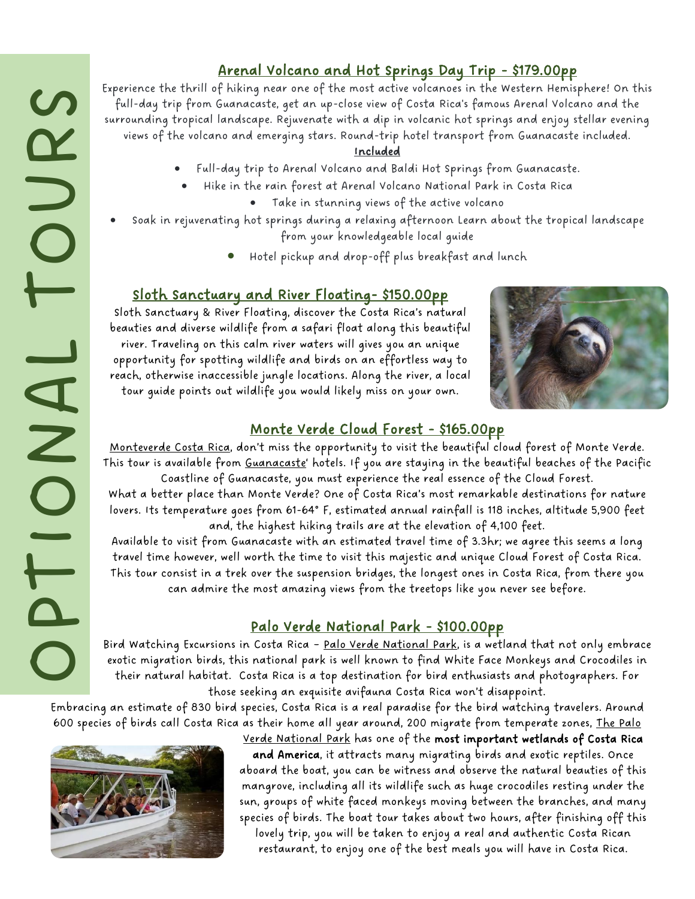# OPTIONAL TOURS

## Arenal Volcano and Hot Springs Day Trip - $179.00pp

Experience the thrill of hiking near one of the most active volcanoes in the Western Hemisphere! On this full-day trip from Guanacaste, get an up-close view of Costa Rica's famous Arenal Volcano and the surrounding tropical landscape. Rejuvenate with a dip in volcanic hot springs and enjoy stellar evening views of the volcano and emerging stars. Round-trip hotel transport from Guanacaste included.

**Included**

- Full-day trip to Arenal Volcano and Baldi Hot Springs from Guanacaste.
- Hike in the rain forest at Arenal Volcano National Park in Costa Rica
- Take in stunning views of the active volcano
- Soak in rejuvenating hot springs during a relaxing afternoon Learn about the tropical landscape from your knowledgeable local guide
- Hotel pickup and drop-off plus breakfast and lunch

## Sloth Sanctuary and River Floating- $150.00pp

Sloth Sanctuary & River Floating, discover the Costa Rica's natural beauties and diverse wildlife from a safari float along this beautiful river. Traveling on this calm river waters will gives you an unique opportunity for spotting wildlife and birds on an effortless way to reach, otherwise inaccessible jungle locations. Along the river, a local tour guide points out wildlife you would likely miss on your own.

## Monte Verde Cloud Forest - $165.00pp

Monteverde Costa Rica, don't miss the opportunity to visit the beautiful cloud forest of Monte Verde. This tour is available from Guanacaste' hotels. If you are staying in the beautiful beaches of the Pacific Coastline of Guanacaste, you must experience the real essence of the Cloud Forest.

What a better place than Monte Verde? One of Costa Rica's most remarkable destinations for nature lovers. Its temperature goes from 61-64° F, estimated annual rainfall is 118 inches, altitude 5,900 feet and, the highest hiking trails are at the elevation of 4,100 feet.

Available to visit from Guanacaste with an estimated travel time of 3.3hr; we agree this seems a long travel time however, well worth the time to visit this majestic and unique Cloud Forest of Costa Rica. This tour consist in a trek over the suspension bridges, the longest ones in Costa Rica, from there you can admire the most amazing views from the treetops like you never see before.

## Palo Verde National Park - $100.00pp

Bird Watching Excursions in Costa Rica - Palo Verde National Park, is a wetland that not only embrace exotic migration birds, this national park is well known to find White Face Monkeys and Crocodiles in their natural habitat. Costa Rica is a top destination for bird enthusiasts and photographers. For those seeking an exquisite avifauna Costa Rica won't disappoint.

Embracing an estimate of 830 bird species, Costa Rica is a real paradise for the bird watching travelers. Around 600 species of birds call Costa Rica as their home all year around, 200 migrate from temperate zones, The Palo Verde National Park has one of the **most important wetlands of Costa Rica and America**, it attracts many migrating birds and exotic reptiles. Once aboard the boat, you can be witness and observe the natural beauties of this mangrove, including all its wildlife such as huge crocodiles resting under the sun, groups of white faced monkeys moving between the branches, and many species of birds. The boat tour takes about two hours, after finishing off this lovely trip, you will be taken to enjoy a real and authentic Costa Rican restaurant, to enjoy one of the best meals you will have in Costa Rica.